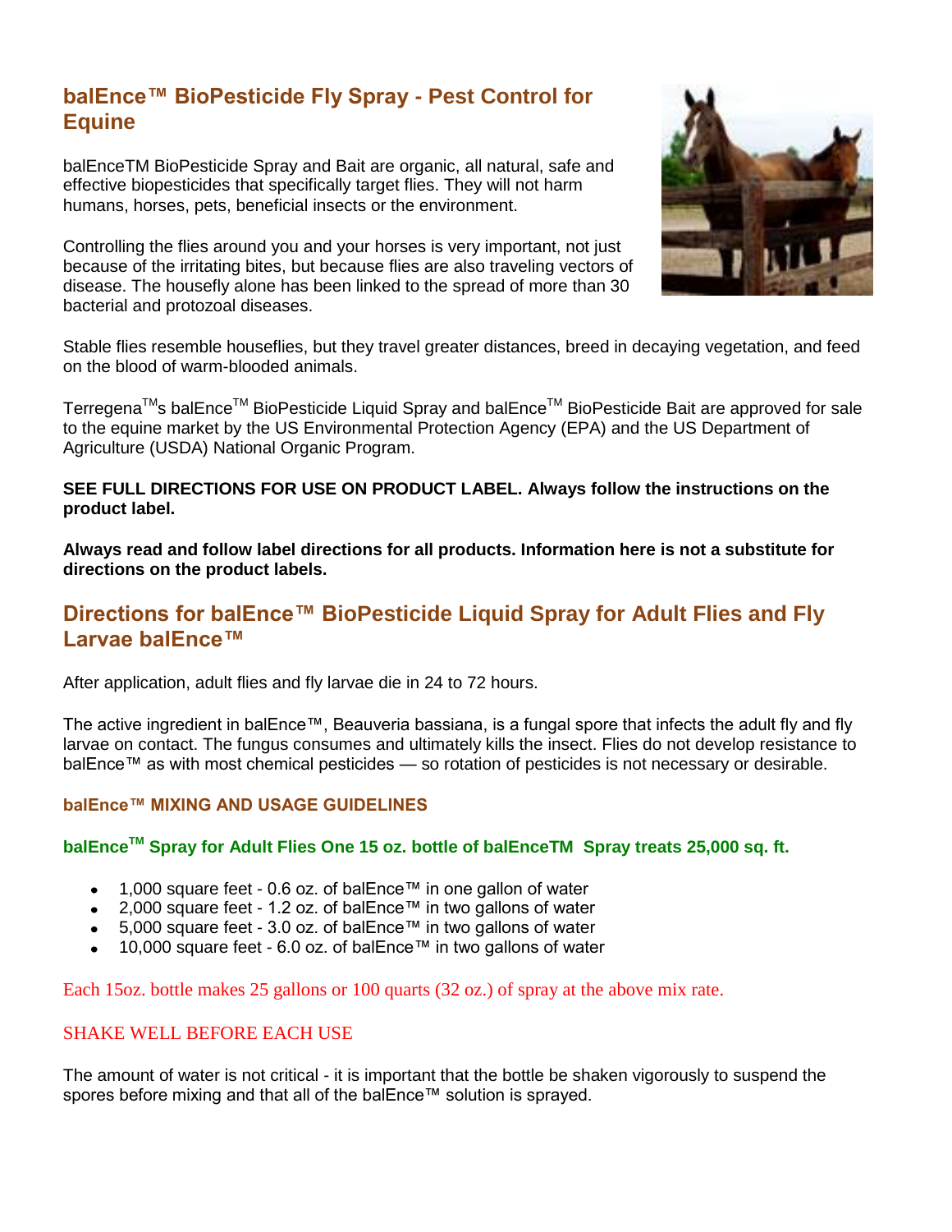## balEnce™ BioPesticide Fly Spray - Pest Control for Equine

balEnceTM BioPesticide Spray and Bait are organic, all natural, safe and effective biopesticides that specifically target flies. They will not harm humans, horses, pets, beneficial insects or the environment.

Controlling the flies around you and your horses is very important, not just because of the irritating bites, but because flies are also traveling vectors of disease. The housefly alone has been linked to the spread of more than 30 bacterial and protozoal diseases.

Stable flies resemble houseflies, but they travel greater distances, breed in decaying vegetation, and feed on the blood of warm-blooded animals.

Terregena™s balEnce™ BioPesticide Liquid Spray and balEnce™ BioPesticide Bait are approved for sale to the equine market by the US Environmental Protection Agency (EPA) and the US Department of Agriculture (USDA) National Organic Program.

**SEE FULL DIRECTIONS FOR USE ON PRODUCT LABEL. Always follow the instructions on the product label.**

**Always read and follow label directions for all products. Information here is not a substitute for directions on the product labels.**

## Directions for balEnce™ BioPesticide Liquid Spray for Adult Flies and Fly Larvae balEnce™

After application, adult flies and fly larvae die in 24 to 72 hours.

The active ingredient in balEnce™, Beauveria bassiana, is a fungal spore that infects the adult fly and fly larvae on contact. The fungus consumes and ultimately kills the insect. Flies do not develop resistance to balEnce™ as with most chemical pesticides — so rotation of pesticides is not necessary or desirable.

### balEnce™ MIXING AND USAGE GUIDELINES

**balEnce™ Spray for Adult Flies One 15 oz. bottle of balEnceTM Spray treats 25,000 sq. ft.**

- 1,000 square feet - 0.6 oz. of balEnce™ in one gallon of water
- 2,000 square feet - 1.2 oz. of balEnce™ in two gallons of water
- 5,000 square feet - 3.0 oz. of balEnce™ in two gallons of water
- 10,000 square feet - 6.0 oz. of balEnce™ in two gallons of water

Each 15oz. bottle makes 25 gallons or 100 quarts (32 oz.) of spray at the above mix rate.

SHAKE WELL BEFORE EACH USE

The amount of water is not critical - it is important that the bottle be shaken vigorously to suspend the spores before mixing and that all of the balEnce™ solution is sprayed.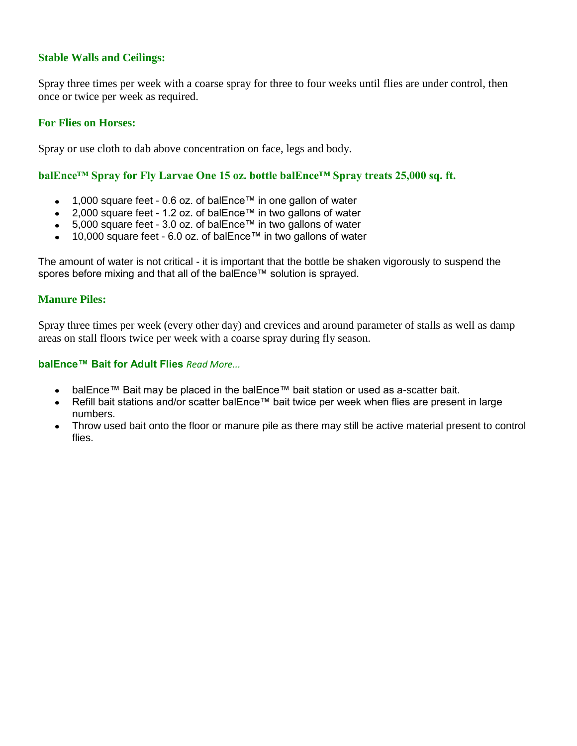### Stable Walls and Ceilings:

Spray three times per week with a coarse spray for three to four weeks until flies are under control, then once or twice per week as required.

### For Flies on Horses:

Spray or use cloth to dab above concentration on face, legs and body.

### balEnce™ Spray for Fly Larvae One 15 oz. bottle balEnce™ Spray treats 25,000 sq. ft.

- 1,000 square feet - 0.6 oz. of balEnce™ in one gallon of water
- 2,000 square feet - 1.2 oz. of balEnce™ in two gallons of water
- 5,000 square feet - 3.0 oz. of balEnce™ in two gallons of water
- 10,000 square feet - 6.0 oz. of balEnce™ in two gallons of water

The amount of water is not critical - it is important that the bottle be shaken vigorously to suspend the spores before mixing and that all of the balEnce™ solution is sprayed.

### Manure Piles:

Spray three times per week (every other day) and crevices and around parameter of stalls as well as damp areas on stall floors twice per week with a coarse spray during fly season.

### balEnce™ Bait for Adult Flies *Read More...*

- balEnce™ Bait may be placed in the balEnce™ bait station or used as a-scatter bait.
- Refill bait stations and/or scatter balEnce™ bait twice per week when flies are present in large numbers.
- Throw used bait onto the floor or manure pile as there may still be active material present to control flies.